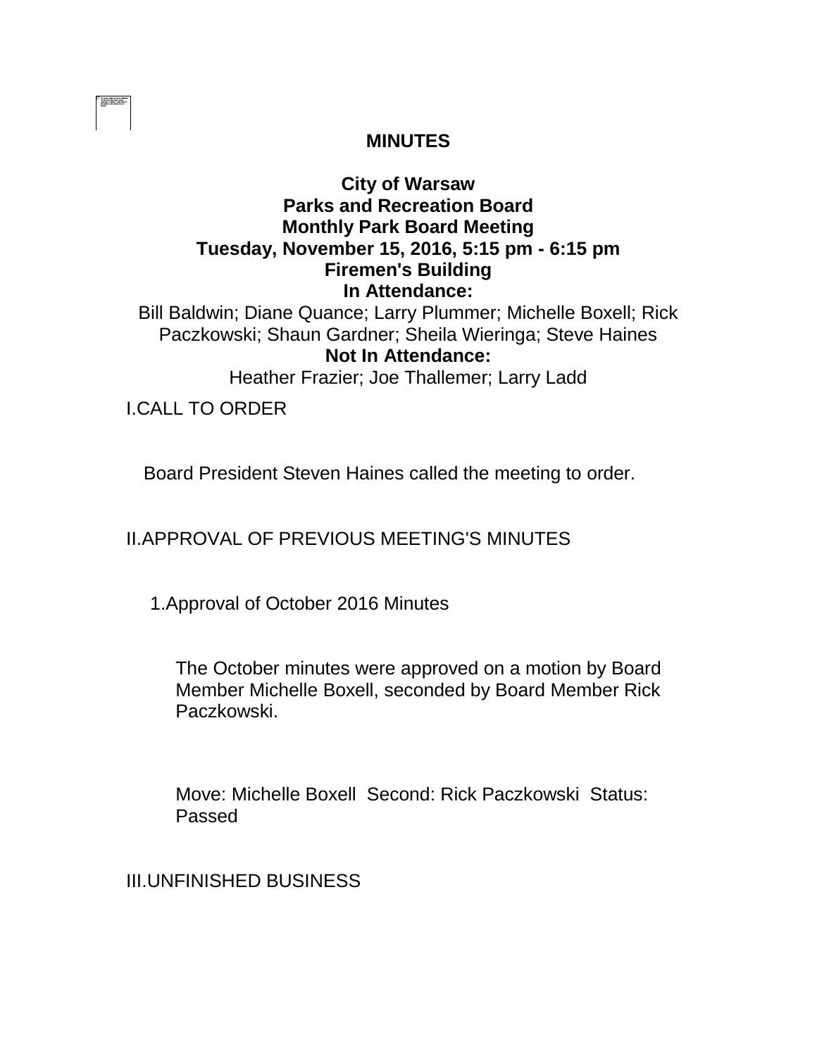# MINUTES

**City of Warsaw**
**Parks and Recreation Board**
**Monthly Park Board Meeting**
**Tuesday, November 15, 2016, 5:15 pm - 6:15 pm**
**Firemen's Building**

**In Attendance:**

Bill Baldwin; Diane Quance; Larry Plummer; Michelle Boxell; Rick Paczkowski; Shaun Gardner; Sheila Wieringa; Steve Haines

**Not In Attendance:**

Heather Frazier; Joe Thallemer; Larry Ladd

I.CALL TO ORDER

Board President Steven Haines called the meeting to order.

II.APPROVAL OF PREVIOUS MEETING'S MINUTES

1.Approval of October 2016 Minutes

The October minutes were approved on a motion by Board Member Michelle Boxell, seconded by Board Member Rick Paczkowski.

Move: Michelle Boxell Second: Rick Paczkowski Status: Passed

III.UNFINISHED BUSINESS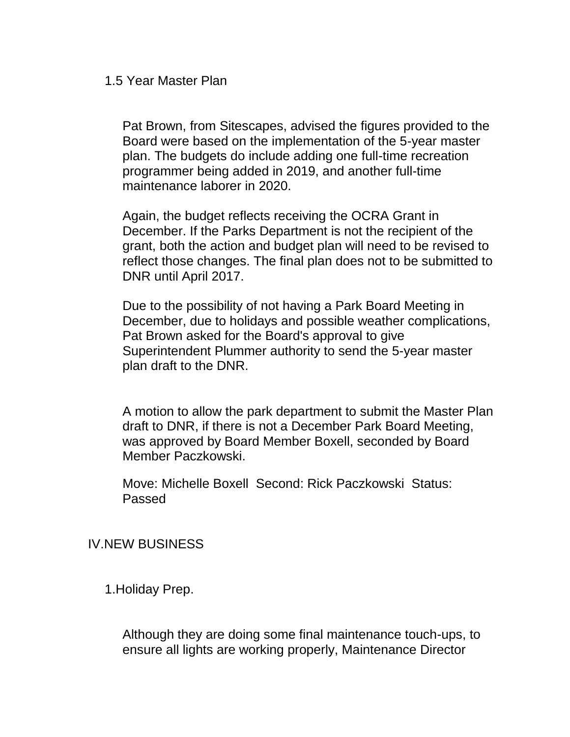1.5 Year Master Plan

Pat Brown, from Sitescapes, advised the figures provided to the Board were based on the implementation of the 5-year master plan. The budgets do include adding one full-time recreation programmer being added in 2019, and another full-time maintenance laborer in 2020.

Again, the budget reflects receiving the OCRA Grant in December. If the Parks Department is not the recipient of the grant, both the action and budget plan will need to be revised to reflect those changes. The final plan does not to be submitted to DNR until April 2017.

Due to the possibility of not having a Park Board Meeting in December, due to holidays and possible weather complications, Pat Brown asked for the Board's approval to give Superintendent Plummer authority to send the 5-year master plan draft to the DNR.

A motion to allow the park department to submit the Master Plan draft to DNR, if there is not a December Park Board Meeting, was approved by Board Member Boxell, seconded by Board Member Paczkowski.

Move: Michelle Boxell Second: Rick Paczkowski Status: Passed

IV.NEW BUSINESS

1.Holiday Prep.

Although they are doing some final maintenance touch-ups, to ensure all lights are working properly, Maintenance Director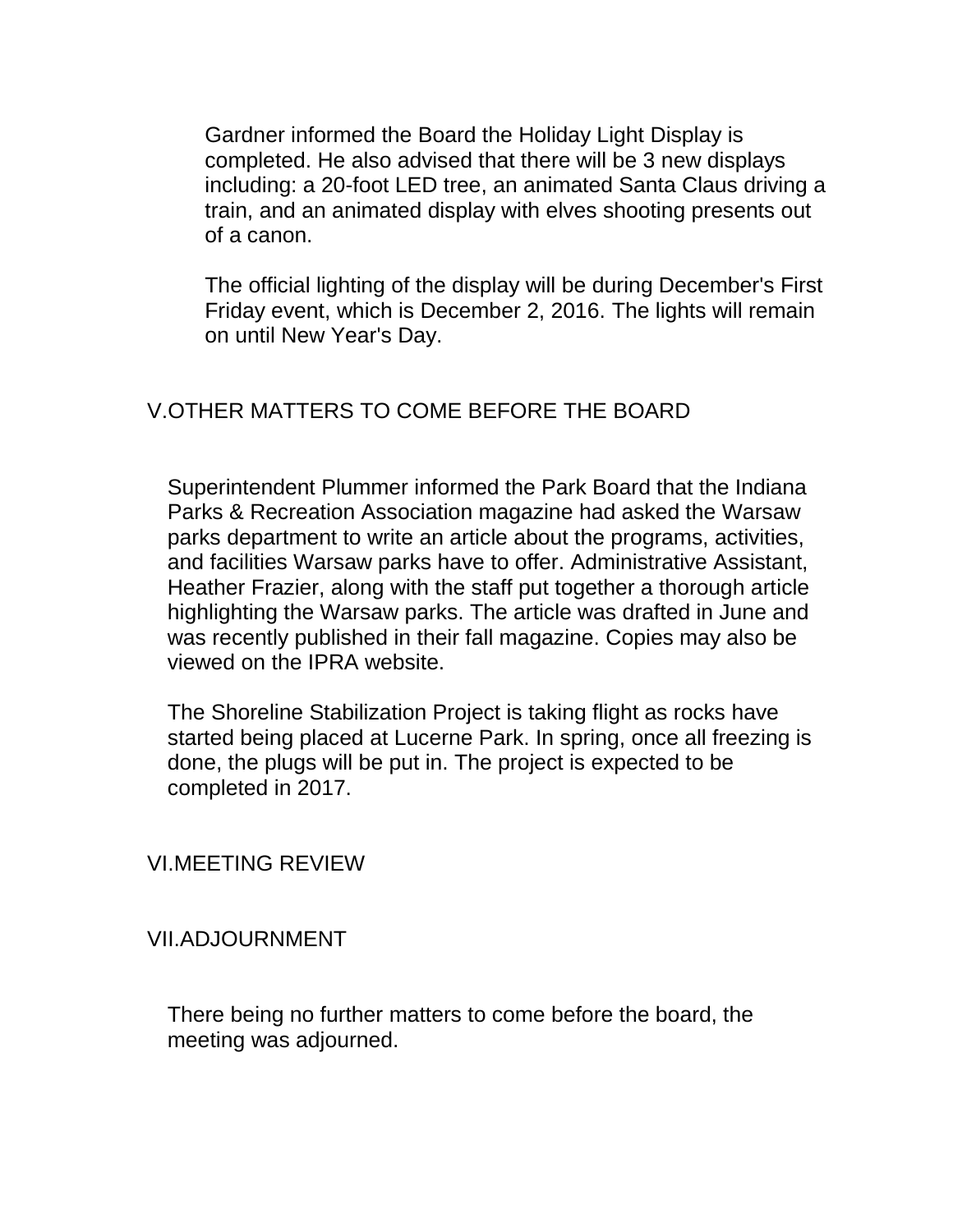Gardner informed the Board the Holiday Light Display is completed. He also advised that there will be 3 new displays including: a 20-foot LED tree, an animated Santa Claus driving a train, and an animated display with elves shooting presents out of a canon.

The official lighting of the display will be during December's First Friday event, which is December 2, 2016. The lights will remain on until New Year's Day.

## V.OTHER MATTERS TO COME BEFORE THE BOARD

Superintendent Plummer informed the Park Board that the Indiana Parks & Recreation Association magazine had asked the Warsaw parks department to write an article about the programs, activities, and facilities Warsaw parks have to offer. Administrative Assistant, Heather Frazier, along with the staff put together a thorough article highlighting the Warsaw parks. The article was drafted in June and was recently published in their fall magazine. Copies may also be viewed on the IPRA website.

The Shoreline Stabilization Project is taking flight as rocks have started being placed at Lucerne Park. In spring, once all freezing is done, the plugs will be put in. The project is expected to be completed in 2017.

## VI.MEETING REVIEW

## VII.ADJOURNMENT

There being no further matters to come before the board, the meeting was adjourned.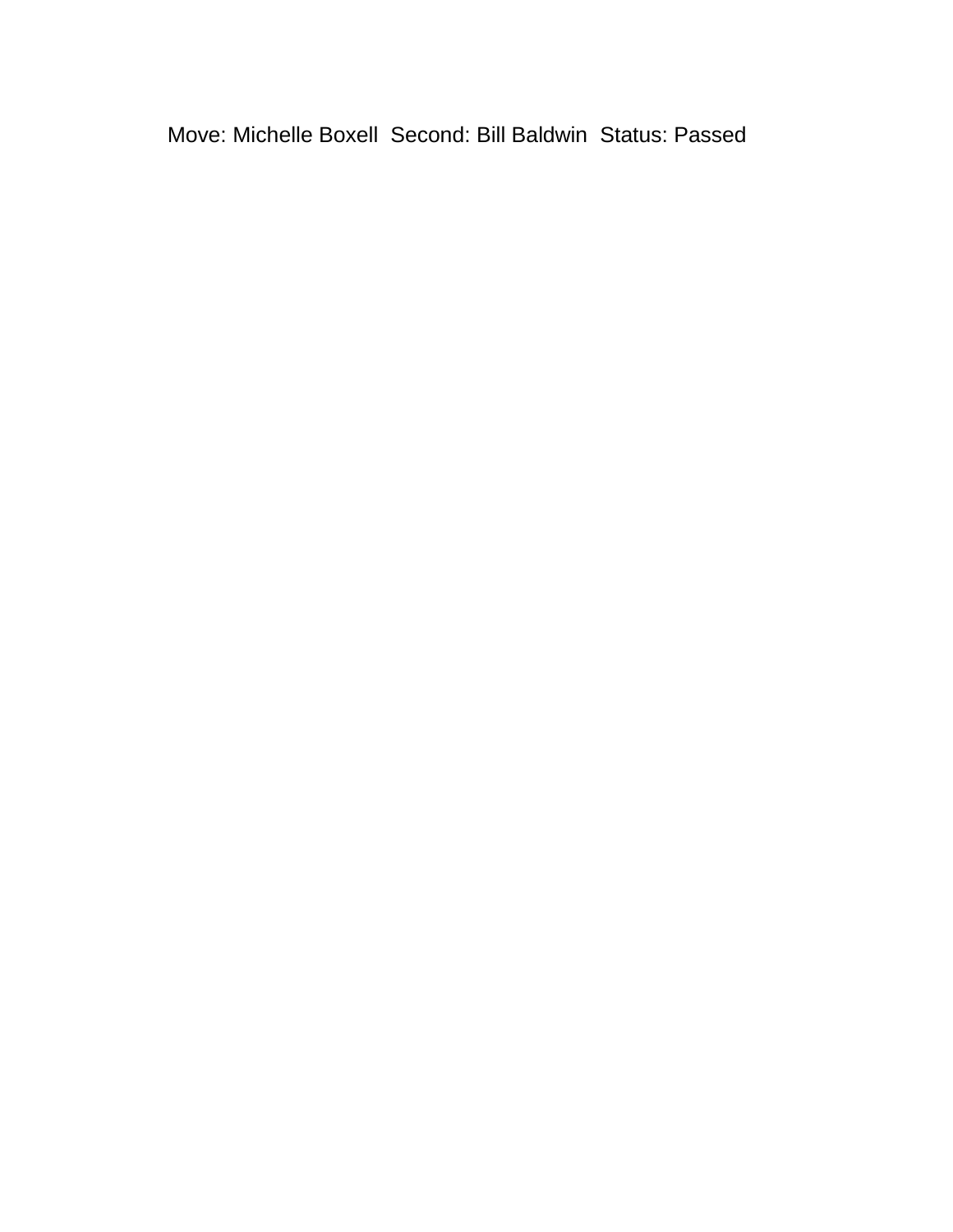Move: Michelle Boxell  Second: Bill Baldwin  Status: Passed